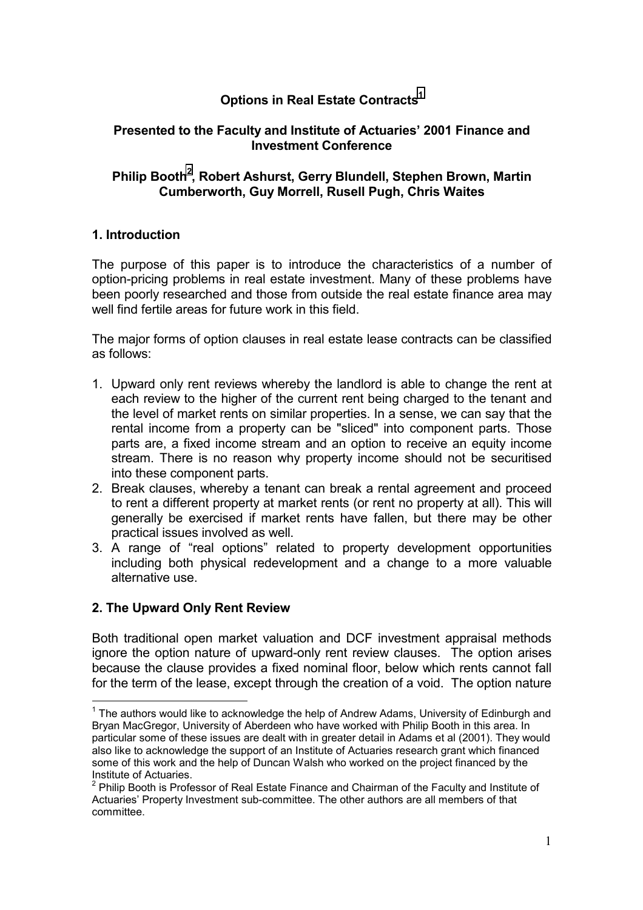# Options in Real Estate Contracts[1]

### Presented to the Faculty and Institute of Actuaries' 2001 Finance and Investment Conference

### Philip Booth[2], Robert Ashurst, Gerry Blundell, Stephen Brown, Martin Cumberworth, Guy Morrell, Rusell Pugh, Chris Waites

## 1. Introduction

The purpose of this paper is to introduce the characteristics of a number of option-pricing problems in real estate investment. Many of these problems have been poorly researched and those from outside the real estate finance area may well find fertile areas for future work in this field.

The major forms of option clauses in real estate lease contracts can be classified as follows:

1. Upward only rent reviews whereby the landlord is able to change the rent at each review to the higher of the current rent being charged to the tenant and the level of market rents on similar properties. In a sense, we can say that the rental income from a property can be "sliced" into component parts. Those parts are, a fixed income stream and an option to receive an equity income stream. There is no reason why property income should not be securitised into these component parts.
2. Break clauses, whereby a tenant can break a rental agreement and proceed to rent a different property at market rents (or rent no property at all). This will generally be exercised if market rents have fallen, but there may be other practical issues involved as well.
3. A range of "real options" related to property development opportunities including both physical redevelopment and a change to a more valuable alternative use.

## 2. The Upward Only Rent Review

Both traditional open market valuation and DCF investment appraisal methods ignore the option nature of upward-only rent review clauses. The option arises because the clause provides a fixed nominal floor, below which rents cannot fall for the term of the lease, except through the creation of a void. The option nature

---

[1] The authors would like to acknowledge the help of Andrew Adams, University of Edinburgh and Bryan MacGregor, University of Aberdeen who have worked with Philip Booth in this area. In particular some of these issues are dealt with in greater detail in Adams et al (2001). They would also like to acknowledge the support of an Institute of Actuaries research grant which financed some of this work and the help of Duncan Walsh who worked on the project financed by the Institute of Actuaries.

[2] Philip Booth is Professor of Real Estate Finance and Chairman of the Faculty and Institute of Actuaries' Property Investment sub-committee. The other authors are all members of that committee.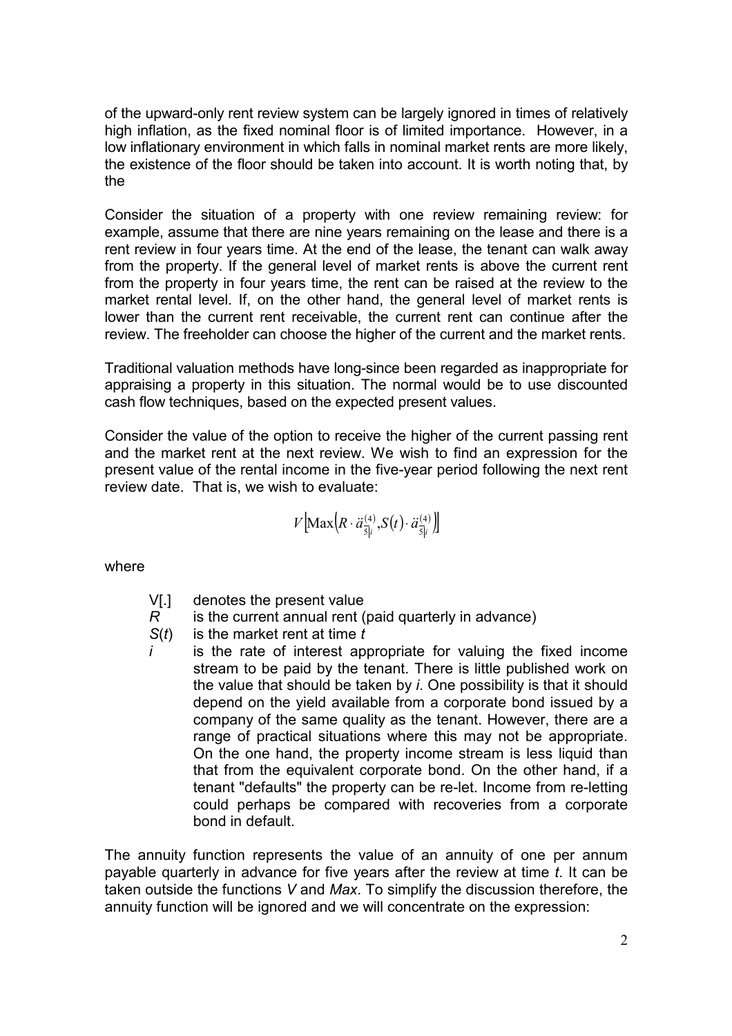of the upward-only rent review system can be largely ignored in times of relatively high inflation, as the fixed nominal floor is of limited importance. However, in a low inflationary environment in which falls in nominal market rents are more likely, the existence of the floor should be taken into account. It is worth noting that, by the

Consider the situation of a property with one review remaining review: for example, assume that there are nine years remaining on the lease and there is a rent review in four years time. At the end of the lease, the tenant can walk away from the property. If the general level of market rents is above the current rent from the property in four years time, the rent can be raised at the review to the market rental level. If, on the other hand, the general level of market rents is lower than the current rent receivable, the current rent can continue after the review. The freeholder can choose the higher of the current and the market rents.

Traditional valuation methods have long-since been regarded as inappropriate for appraising a property in this situation. The normal would be to use discounted cash flow techniques, based on the expected present values.

Consider the value of the option to receive the higher of the current passing rent and the market rent at the next review. We wish to find an expression for the present value of the rental income in the five-year period following the next rent review date. That is, we wish to evaluate:

$$V\left[\text{Max}\left(R \cdot \ddot{a}^{(4)}_{\overline{5}|i}, S(t) \cdot \ddot{a}^{(4)}_{\overline{5}|i}\right)\right]$$

where

- V[.] denotes the present value
- $R$ is the current annual rent (paid quarterly in advance)
- $S(t)$ is the market rent at time $t$
- $i$ is the rate of interest appropriate for valuing the fixed income stream to be paid by the tenant. There is little published work on the value that should be taken by $i$. One possibility is that it should depend on the yield available from a corporate bond issued by a company of the same quality as the tenant. However, there are a range of practical situations where this may not be appropriate. On the one hand, the property income stream is less liquid than that from the equivalent corporate bond. On the other hand, if a tenant "defaults" the property can be re-let. Income from re-letting could perhaps be compared with recoveries from a corporate bond in default.

The annuity function represents the value of an annuity of one per annum payable quarterly in advance for five years after the review at time $t$. It can be taken outside the functions *V* and *Max*. To simplify the discussion therefore, the annuity function will be ignored and we will concentrate on the expression: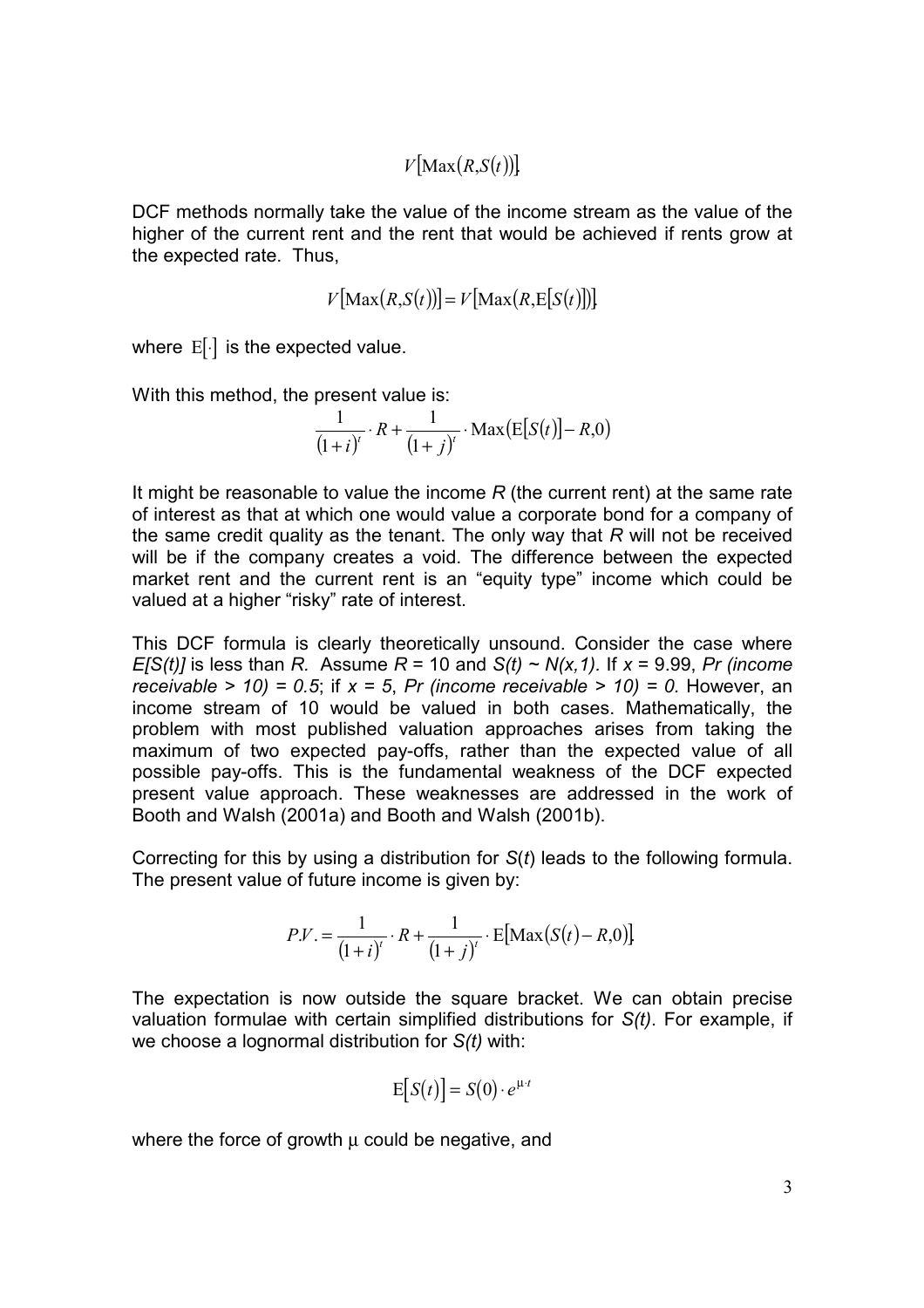$$V[\text{Max}(R,S(t))].$$

DCF methods normally take the value of the income stream as the value of the higher of the current rent and the rent that would be achieved if rents grow at the expected rate. Thus,

$$V[\text{Max}(R,S(t))] = V[\text{Max}(R,\text{E}[S(t)])],$$

where $\text{E}[\cdot]$ is the expected value.

With this method, the present value is:

$$\frac{1}{(1+i)^t} \cdot R + \frac{1}{(1+j)^t} \cdot \text{Max}(\text{E}[S(t)] - R, 0)$$

It might be reasonable to value the income $R$ (the current rent) at the same rate of interest as that at which one would value a corporate bond for a company of the same credit quality as the tenant. The only way that $R$ will not be received will be if the company creates a void. The difference between the expected market rent and the current rent is an "equity type" income which could be valued at a higher "risky" rate of interest.

This DCF formula is clearly theoretically unsound. Consider the case where $E[S(t)]$ is less than $R$. Assume $R = 10$ and $S(t) \sim N(x,1)$. If $x = 9.99$, *Pr (income receivable > 10) = 0.5*; if $x = 5$, *Pr (income receivable > 10) = 0*. However, an income stream of 10 would be valued in both cases. Mathematically, the problem with most published valuation approaches arises from taking the maximum of two expected pay-offs, rather than the expected value of all possible pay-offs. This is the fundamental weakness of the DCF expected present value approach. These weaknesses are addressed in the work of Booth and Walsh (2001a) and Booth and Walsh (2001b).

Correcting for this by using a distribution for $S(t)$ leads to the following formula. The present value of future income is given by:

$$P.V. = \frac{1}{(1+i)^t} \cdot R + \frac{1}{(1+j)^t} \cdot \text{E}[\text{Max}(S(t) - R, 0)].$$

The expectation is now outside the square bracket. We can obtain precise valuation formulae with certain simplified distributions for $S(t)$. For example, if we choose a lognormal distribution for $S(t)$ with:

$$\text{E}[S(t)] = S(0) \cdot e^{\mu \cdot t}$$

where the force of growth $\mu$ could be negative, and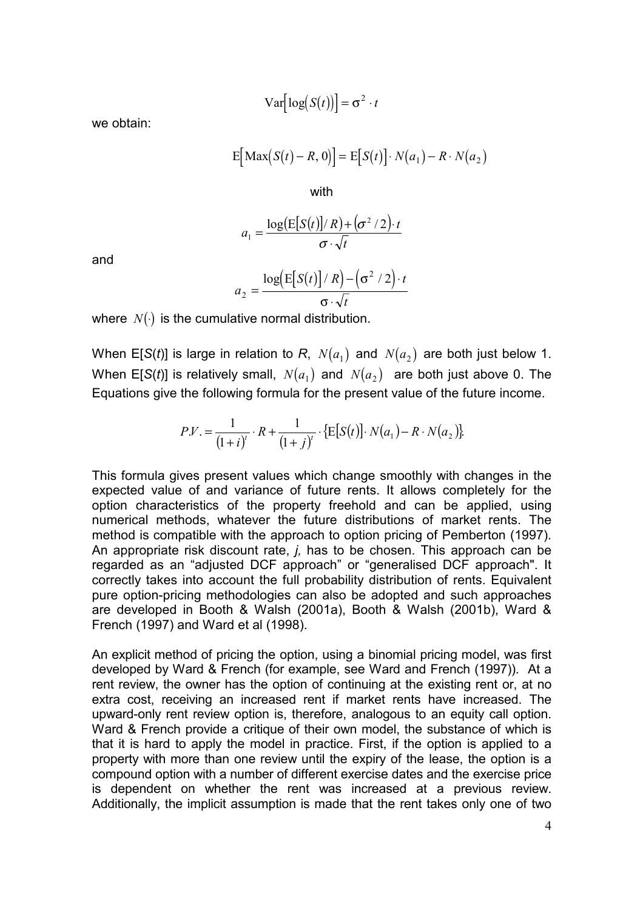$$\mathrm{Var}\left[\log\left(S(t)\right)\right] = \sigma^2 \cdot t$$

we obtain:

$$\mathrm{E}\left[\mathrm{Max}\left(S(t) - R, 0\right)\right] = \mathrm{E}\left[S(t)\right] \cdot N\left(a_1\right) - R \cdot N\left(a_2\right)$$

with

$$a_1 = \frac{\log\left(\mathrm{E}\left[S(t)\right]/R\right) + \left(\sigma^2/2\right) \cdot t}{\sigma \cdot \sqrt{t}}$$

and

$$a_2 = \frac{\log\left(\mathrm{E}\left[S(t)\right]/R\right) - \left(\sigma^2/2\right) \cdot t}{\sigma \cdot \sqrt{t}}$$

where $N(\cdot)$ is the cumulative normal distribution.

When E[*S*(*t*)] is large in relation to *R*, $N(a_1)$ and $N(a_2)$ are both just below 1. When E[*S*(*t*)] is relatively small, $N(a_1)$ and $N(a_2)$ are both just above 0. The Equations give the following formula for the present value of the future income.

$$P.V. = \frac{1}{(1+i)^t} \cdot R + \frac{1}{(1+j)^t} \cdot \left\{\mathrm{E}\left[S(t)\right] \cdot N\left(a_1\right) - R \cdot N\left(a_2\right)\right\}.$$

This formula gives present values which change smoothly with changes in the expected value of and variance of future rents. It allows completely for the option characteristics of the property freehold and can be applied, using numerical methods, whatever the future distributions of market rents. The method is compatible with the approach to option pricing of Pemberton (1997). An appropriate risk discount rate, *j,* has to be chosen. This approach can be regarded as an "adjusted DCF approach" or "generalised DCF approach". It correctly takes into account the full probability distribution of rents. Equivalent pure option-pricing methodologies can also be adopted and such approaches are developed in Booth & Walsh (2001a), Booth & Walsh (2001b), Ward & French (1997) and Ward et al (1998).

An explicit method of pricing the option, using a binomial pricing model, was first developed by Ward & French (for example, see Ward and French (1997)). At a rent review, the owner has the option of continuing at the existing rent or, at no extra cost, receiving an increased rent if market rents have increased. The upward-only rent review option is, therefore, analogous to an equity call option. Ward & French provide a critique of their own model, the substance of which is that it is hard to apply the model in practice. First, if the option is applied to a property with more than one review until the expiry of the lease, the option is a compound option with a number of different exercise dates and the exercise price is dependent on whether the rent was increased at a previous review. Additionally, the implicit assumption is made that the rent takes only one of two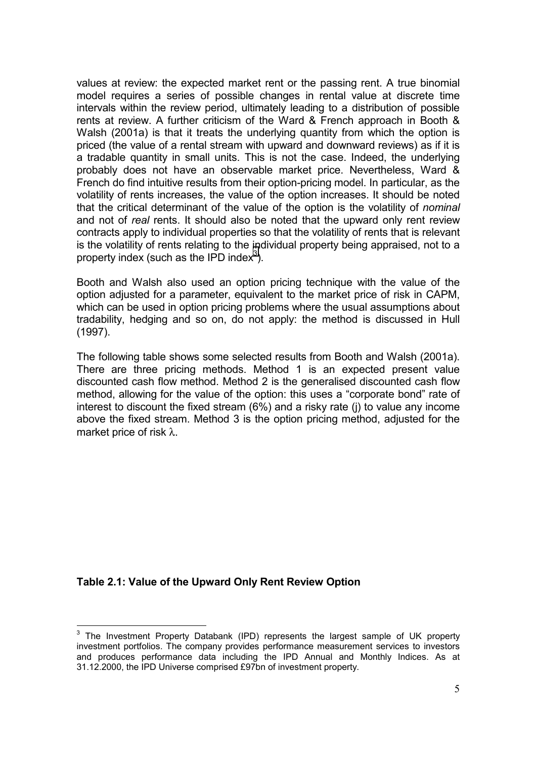values at review: the expected market rent or the passing rent. A true binomial model requires a series of possible changes in rental value at discrete time intervals within the review period, ultimately leading to a distribution of possible rents at review. A further criticism of the Ward & French approach in Booth & Walsh (2001a) is that it treats the underlying quantity from which the option is priced (the value of a rental stream with upward and downward reviews) as if it is a tradable quantity in small units. This is not the case. Indeed, the underlying probably does not have an observable market price. Nevertheless, Ward & French do find intuitive results from their option-pricing model. In particular, as the volatility of rents increases, the value of the option increases. It should be noted that the critical determinant of the value of the option is the volatility of *nominal* and not of *real* rents. It should also be noted that the upward only rent review contracts apply to individual properties so that the volatility of rents that is relevant is the volatility of rents relating to the individual property being appraised, not to a property index (such as the IPD index[3]).

Booth and Walsh also used an option pricing technique with the value of the option adjusted for a parameter, equivalent to the market price of risk in CAPM, which can be used in option pricing problems where the usual assumptions about tradability, hedging and so on, do not apply: the method is discussed in Hull (1997).

The following table shows some selected results from Booth and Walsh (2001a). There are three pricing methods. Method 1 is an expected present value discounted cash flow method. Method 2 is the generalised discounted cash flow method, allowing for the value of the option: this uses a "corporate bond" rate of interest to discount the fixed stream (6%) and a risky rate (j) to value any income above the fixed stream. Method 3 is the option pricing method, adjusted for the market price of risk $\lambda$.

**Table 2.1: Value of the Upward Only Rent Review Option**

---

[3] The Investment Property Databank (IPD) represents the largest sample of UK property investment portfolios. The company provides performance measurement services to investors and produces performance data including the IPD Annual and Monthly Indices. As at 31.12.2000, the IPD Universe comprised £97bn of investment property.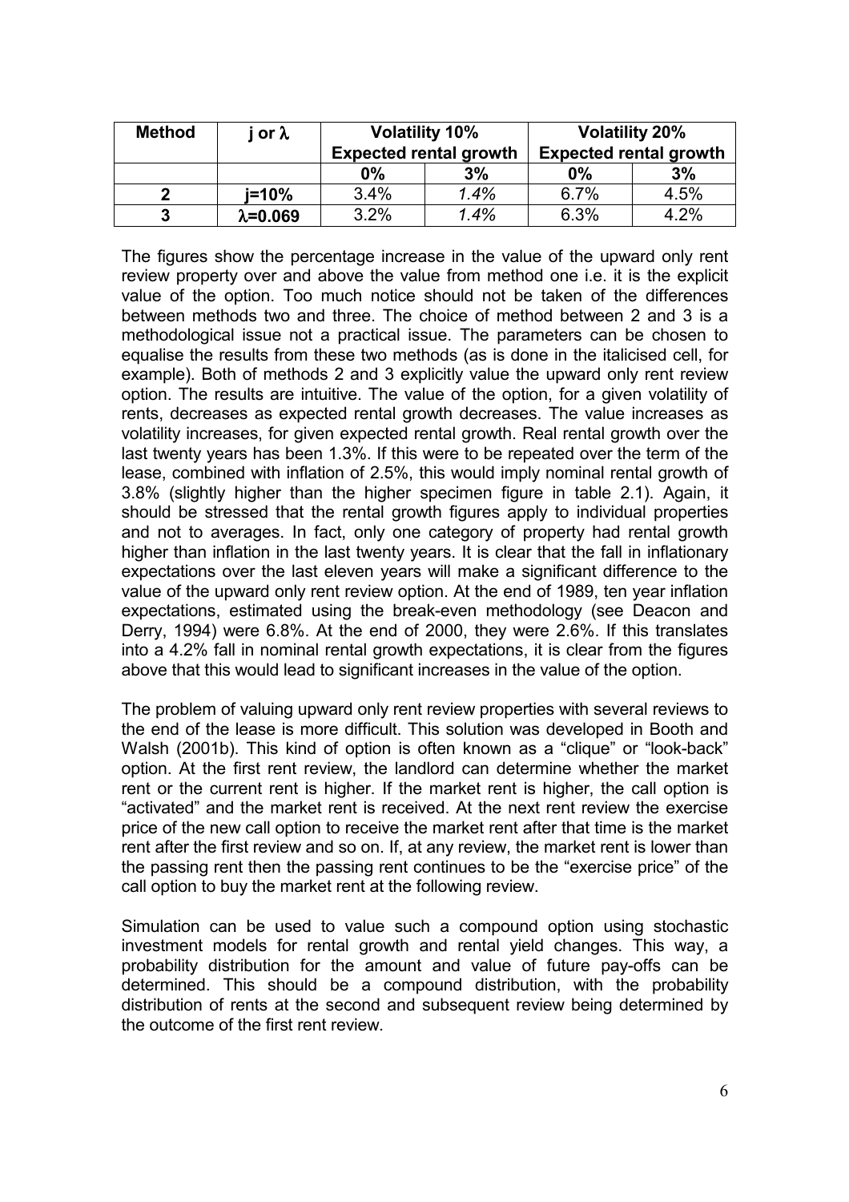| Method | j or $\lambda$ | Volatility 10% Expected rental growth | | Volatility 20% Expected rental growth | |
|---|---|---|---|---|---|
| | | 0% | 3% | 0% | 3% |
| **2** | **j=10%** | 3.4% | *1.4%* | 6.7% | 4.5% |
| **3** | **$\lambda$=0.069** | 3.2% | *1.4%* | 6.3% | 4.2% |

The figures show the percentage increase in the value of the upward only rent review property over and above the value from method one i.e. it is the explicit value of the option. Too much notice should not be taken of the differences between methods two and three. The choice of method between 2 and 3 is a methodological issue not a practical issue. The parameters can be chosen to equalise the results from these two methods (as is done in the italicised cell, for example). Both of methods 2 and 3 explicitly value the upward only rent review option. The results are intuitive. The value of the option, for a given volatility of rents, decreases as expected rental growth decreases. The value increases as volatility increases, for given expected rental growth. Real rental growth over the last twenty years has been 1.3%. If this were to be repeated over the term of the lease, combined with inflation of 2.5%, this would imply nominal rental growth of 3.8% (slightly higher than the higher specimen figure in table 2.1). Again, it should be stressed that the rental growth figures apply to individual properties and not to averages. In fact, only one category of property had rental growth higher than inflation in the last twenty years. It is clear that the fall in inflationary expectations over the last eleven years will make a significant difference to the value of the upward only rent review option. At the end of 1989, ten year inflation expectations, estimated using the break-even methodology (see Deacon and Derry, 1994) were 6.8%. At the end of 2000, they were 2.6%. If this translates into a 4.2% fall in nominal rental growth expectations, it is clear from the figures above that this would lead to significant increases in the value of the option.

The problem of valuing upward only rent review properties with several reviews to the end of the lease is more difficult. This solution was developed in Booth and Walsh (2001b). This kind of option is often known as a "clique" or "look-back" option. At the first rent review, the landlord can determine whether the market rent or the current rent is higher. If the market rent is higher, the call option is "activated" and the market rent is received. At the next rent review the exercise price of the new call option to receive the market rent after that time is the market rent after the first review and so on. If, at any review, the market rent is lower than the passing rent then the passing rent continues to be the "exercise price" of the call option to buy the market rent at the following review.

Simulation can be used to value such a compound option using stochastic investment models for rental growth and rental yield changes. This way, a probability distribution for the amount and value of future pay-offs can be determined. This should be a compound distribution, with the probability distribution of rents at the second and subsequent review being determined by the outcome of the first rent review.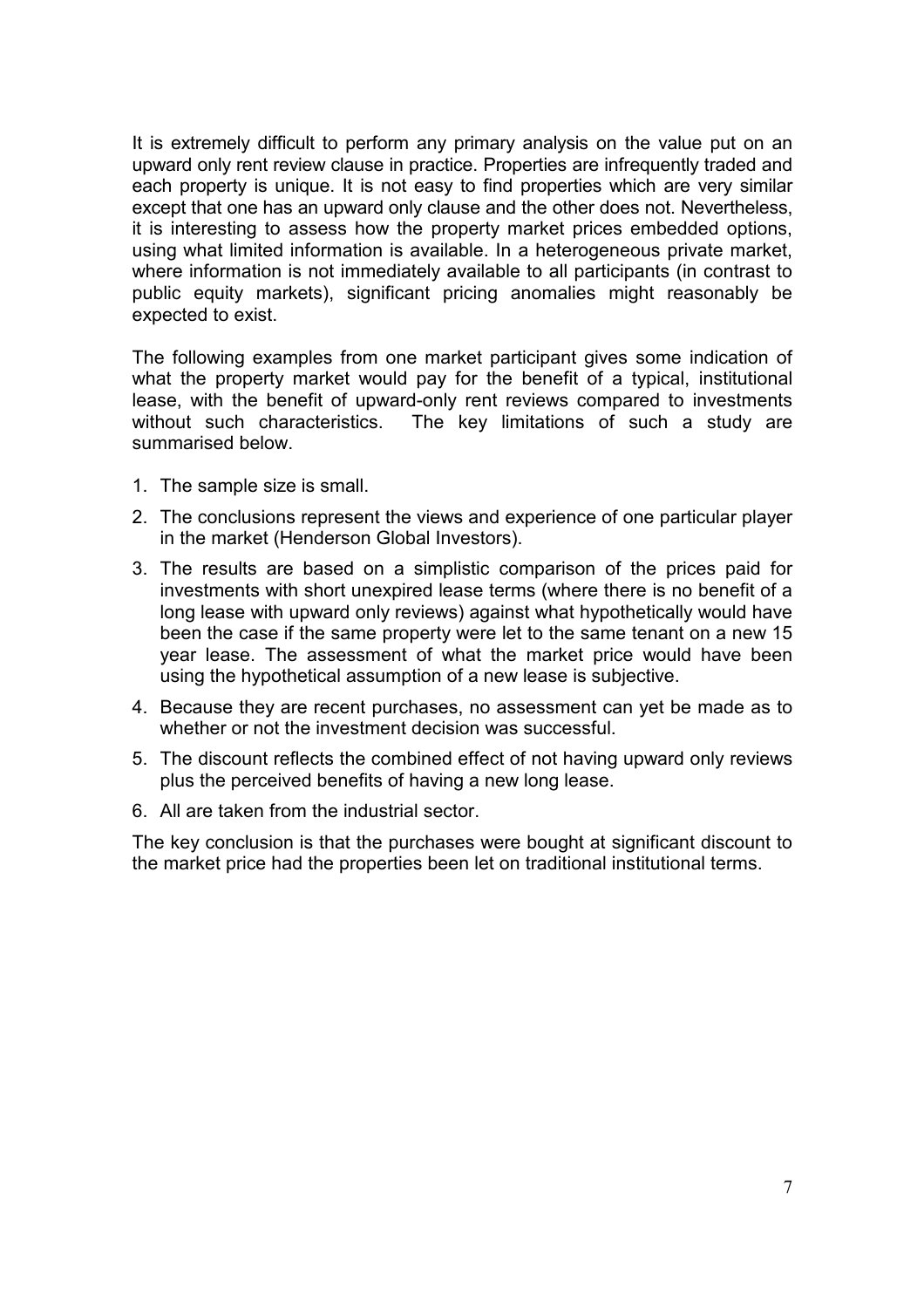It is extremely difficult to perform any primary analysis on the value put on an upward only rent review clause in practice. Properties are infrequently traded and each property is unique. It is not easy to find properties which are very similar except that one has an upward only clause and the other does not. Nevertheless, it is interesting to assess how the property market prices embedded options, using what limited information is available. In a heterogeneous private market, where information is not immediately available to all participants (in contrast to public equity markets), significant pricing anomalies might reasonably be expected to exist.

The following examples from one market participant gives some indication of what the property market would pay for the benefit of a typical, institutional lease, with the benefit of upward-only rent reviews compared to investments without such characteristics. The key limitations of such a study are summarised below.

1. The sample size is small.
2. The conclusions represent the views and experience of one particular player in the market (Henderson Global Investors).
3. The results are based on a simplistic comparison of the prices paid for investments with short unexpired lease terms (where there is no benefit of a long lease with upward only reviews) against what hypothetically would have been the case if the same property were let to the same tenant on a new 15 year lease. The assessment of what the market price would have been using the hypothetical assumption of a new lease is subjective.
4. Because they are recent purchases, no assessment can yet be made as to whether or not the investment decision was successful.
5. The discount reflects the combined effect of not having upward only reviews plus the perceived benefits of having a new long lease.
6. All are taken from the industrial sector.

The key conclusion is that the purchases were bought at significant discount to the market price had the properties been let on traditional institutional terms.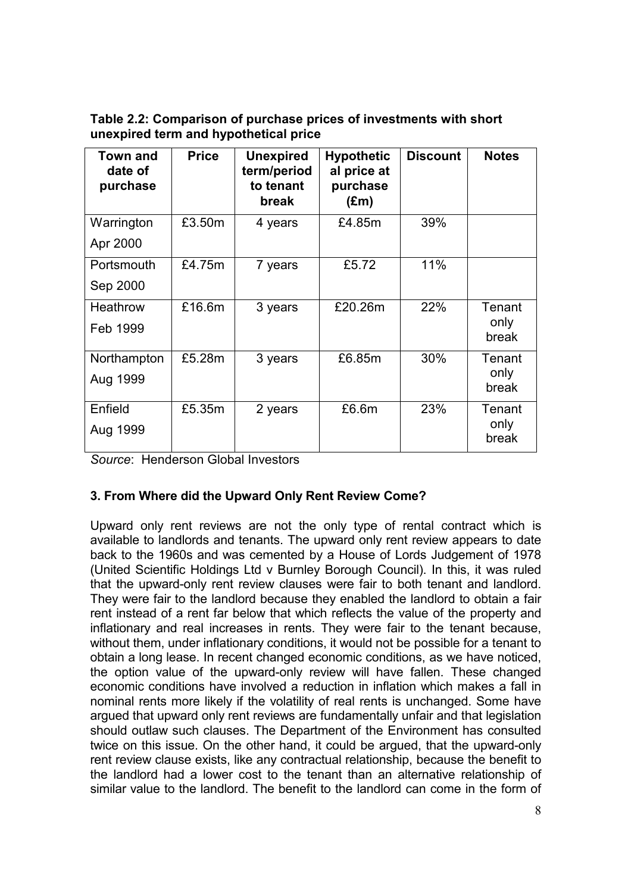**Table 2.2: Comparison of purchase prices of investments with short unexpired term and hypothetical price**

| Town and date of purchase | Price | Unexpired term/period to tenant break | Hypothetical price at purchase (£m) | Discount | Notes |
|---|---|---|---|---|---|
| Warrington Apr 2000 | £3.50m | 4 years | £4.85m | 39% | |
| Portsmouth Sep 2000 | £4.75m | 7 years | £5.72 | 11% | |
| Heathrow Feb 1999 | £16.6m | 3 years | £20.26m | 22% | Tenant only break |
| Northampton Aug 1999 | £5.28m | 3 years | £6.85m | 30% | Tenant only break |
| Enfield Aug 1999 | £5.35m | 2 years | £6.6m | 23% | Tenant only break |

*Source*: Henderson Global Investors

### 3. From Where did the Upward Only Rent Review Come?

Upward only rent reviews are not the only type of rental contract which is available to landlords and tenants. The upward only rent review appears to date back to the 1960s and was cemented by a House of Lords Judgement of 1978 (United Scientific Holdings Ltd v Burnley Borough Council). In this, it was ruled that the upward-only rent review clauses were fair to both tenant and landlord. They were fair to the landlord because they enabled the landlord to obtain a fair rent instead of a rent far below that which reflects the value of the property and inflationary and real increases in rents. They were fair to the tenant because, without them, under inflationary conditions, it would not be possible for a tenant to obtain a long lease. In recent changed economic conditions, as we have noticed, the option value of the upward-only review will have fallen. These changed economic conditions have involved a reduction in inflation which makes a fall in nominal rents more likely if the volatility of real rents is unchanged. Some have argued that upward only rent reviews are fundamentally unfair and that legislation should outlaw such clauses. The Department of the Environment has consulted twice on this issue. On the other hand, it could be argued, that the upward-only rent review clause exists, like any contractual relationship, because the benefit to the landlord had a lower cost to the tenant than an alternative relationship of similar value to the landlord. The benefit to the landlord can come in the form of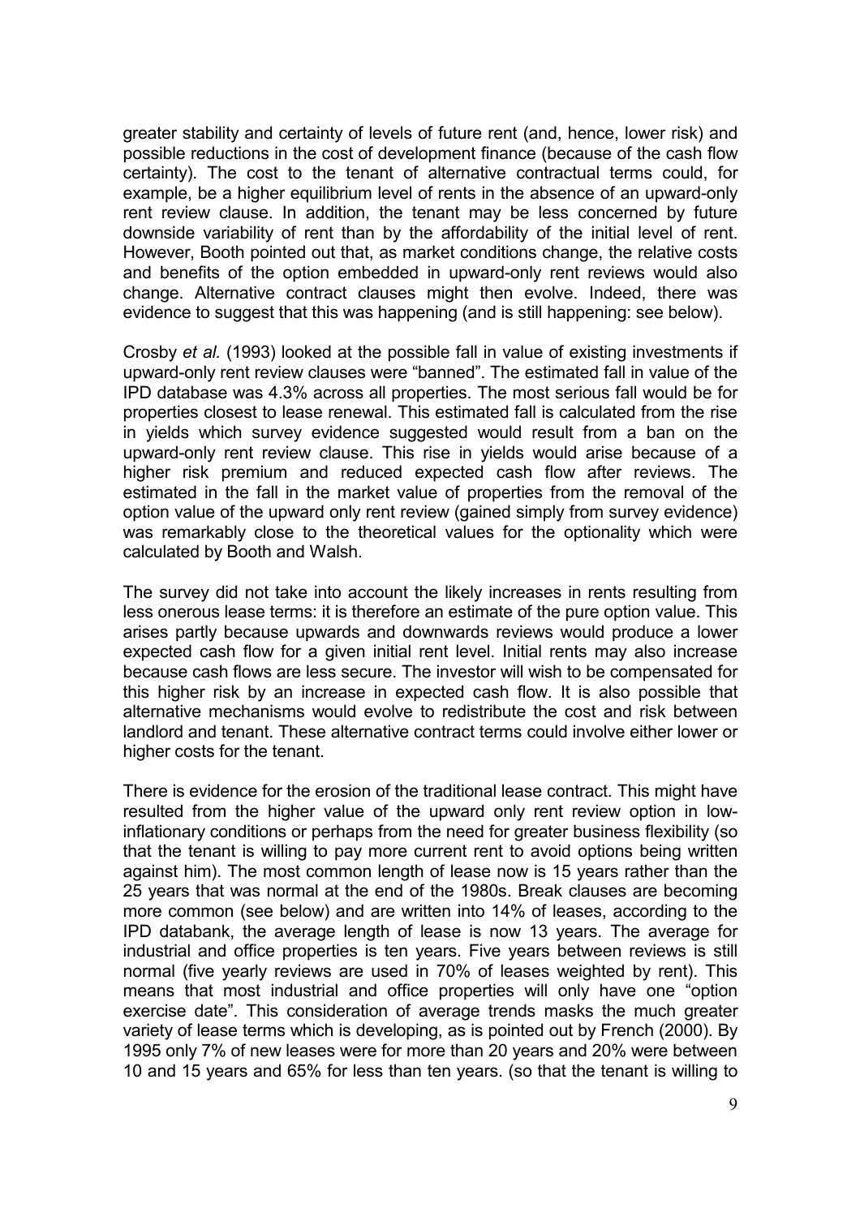greater stability and certainty of levels of future rent (and, hence, lower risk) and possible reductions in the cost of development finance (because of the cash flow certainty). The cost to the tenant of alternative contractual terms could, for example, be a higher equilibrium level of rents in the absence of an upward-only rent review clause. In addition, the tenant may be less concerned by future downside variability of rent than by the affordability of the initial level of rent. However, Booth pointed out that, as market conditions change, the relative costs and benefits of the option embedded in upward-only rent reviews would also change. Alternative contract clauses might then evolve. Indeed, there was evidence to suggest that this was happening (and is still happening: see below).

Crosby *et al.* (1993) looked at the possible fall in value of existing investments if upward-only rent review clauses were "banned". The estimated fall in value of the IPD database was 4.3% across all properties. The most serious fall would be for properties closest to lease renewal. This estimated fall is calculated from the rise in yields which survey evidence suggested would result from a ban on the upward-only rent review clause. This rise in yields would arise because of a higher risk premium and reduced expected cash flow after reviews. The estimated in the fall in the market value of properties from the removal of the option value of the upward only rent review (gained simply from survey evidence) was remarkably close to the theoretical values for the optionality which were calculated by Booth and Walsh.

The survey did not take into account the likely increases in rents resulting from less onerous lease terms: it is therefore an estimate of the pure option value. This arises partly because upwards and downwards reviews would produce a lower expected cash flow for a given initial rent level. Initial rents may also increase because cash flows are less secure. The investor will wish to be compensated for this higher risk by an increase in expected cash flow. It is also possible that alternative mechanisms would evolve to redistribute the cost and risk between landlord and tenant. These alternative contract terms could involve either lower or higher costs for the tenant.

There is evidence for the erosion of the traditional lease contract. This might have resulted from the higher value of the upward only rent review option in low-inflationary conditions or perhaps from the need for greater business flexibility (so that the tenant is willing to pay more current rent to avoid options being written against him). The most common length of lease now is 15 years rather than the 25 years that was normal at the end of the 1980s. Break clauses are becoming more common (see below) and are written into 14% of leases, according to the IPD databank, the average length of lease is now 13 years. The average for industrial and office properties is ten years. Five years between reviews is still normal (five yearly reviews are used in 70% of leases weighted by rent). This means that most industrial and office properties will only have one "option exercise date". This consideration of average trends masks the much greater variety of lease terms which is developing, as is pointed out by French (2000). By 1995 only 7% of new leases were for more than 20 years and 20% were between 10 and 15 years and 65% for less than ten years. (so that the tenant is willing to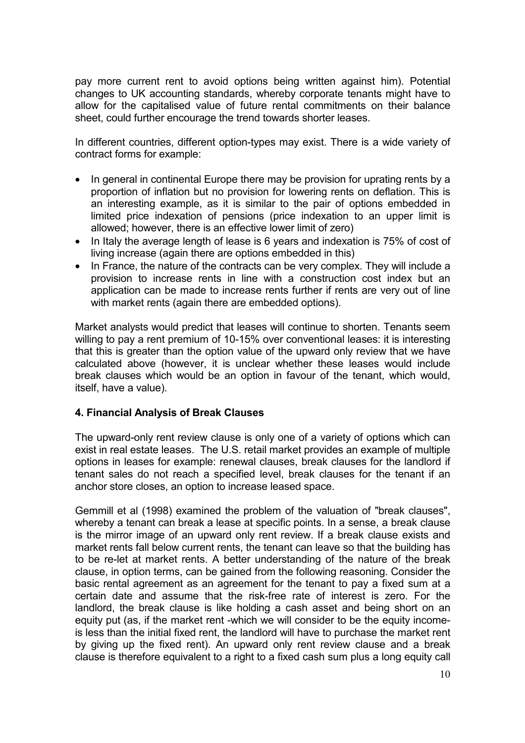pay more current rent to avoid options being written against him). Potential changes to UK accounting standards, whereby corporate tenants might have to allow for the capitalised value of future rental commitments on their balance sheet, could further encourage the trend towards shorter leases.

In different countries, different option-types may exist. There is a wide variety of contract forms for example:

- In general in continental Europe there may be provision for uprating rents by a proportion of inflation but no provision for lowering rents on deflation. This is an interesting example, as it is similar to the pair of options embedded in limited price indexation of pensions (price indexation to an upper limit is allowed; however, there is an effective lower limit of zero)
- In Italy the average length of lease is 6 years and indexation is 75% of cost of living increase (again there are options embedded in this)
- In France, the nature of the contracts can be very complex. They will include a provision to increase rents in line with a construction cost index but an application can be made to increase rents further if rents are very out of line with market rents (again there are embedded options).

Market analysts would predict that leases will continue to shorten. Tenants seem willing to pay a rent premium of 10-15% over conventional leases: it is interesting that this is greater than the option value of the upward only review that we have calculated above (however, it is unclear whether these leases would include break clauses which would be an option in favour of the tenant, which would, itself, have a value).

**4. Financial Analysis of Break Clauses**

The upward-only rent review clause is only one of a variety of options which can exist in real estate leases. The U.S. retail market provides an example of multiple options in leases for example: renewal clauses, break clauses for the landlord if tenant sales do not reach a specified level, break clauses for the tenant if an anchor store closes, an option to increase leased space.

Gemmill et al (1998) examined the problem of the valuation of "break clauses", whereby a tenant can break a lease at specific points. In a sense, a break clause is the mirror image of an upward only rent review. If a break clause exists and market rents fall below current rents, the tenant can leave so that the building has to be re-let at market rents. A better understanding of the nature of the break clause, in option terms, can be gained from the following reasoning. Consider the basic rental agreement as an agreement for the tenant to pay a fixed sum at a certain date and assume that the risk-free rate of interest is zero. For the landlord, the break clause is like holding a cash asset and being short on an equity put (as, if the market rent -which we will consider to be the equity income- is less than the initial fixed rent, the landlord will have to purchase the market rent by giving up the fixed rent). An upward only rent review clause and a break clause is therefore equivalent to a right to a fixed cash sum plus a long equity call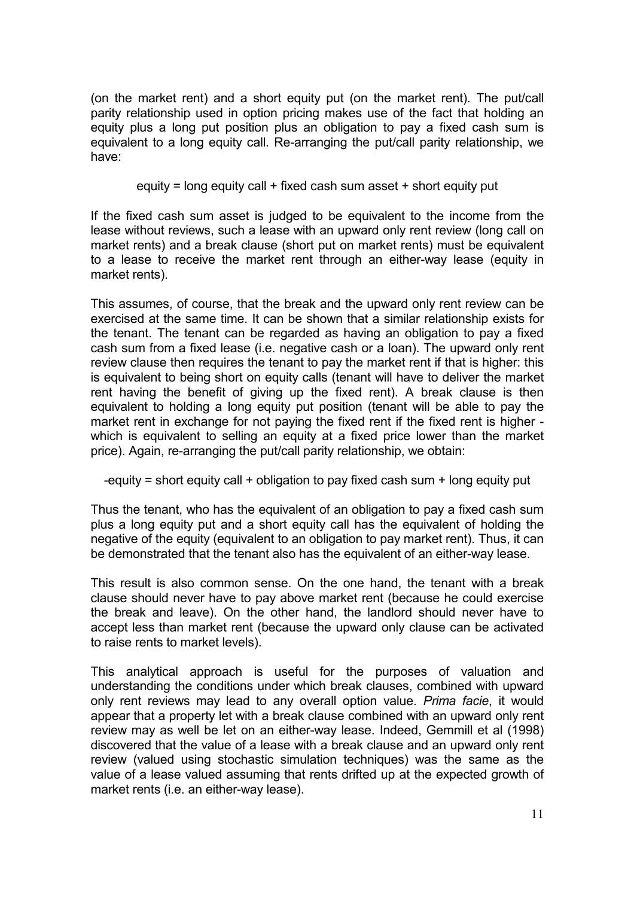(on the market rent) and a short equity put (on the market rent). The put/call parity relationship used in option pricing makes use of the fact that holding an equity plus a long put position plus an obligation to pay a fixed cash sum is equivalent to a long equity call. Re-arranging the put/call parity relationship, we have:

equity = long equity call + fixed cash sum asset + short equity put

If the fixed cash sum asset is judged to be equivalent to the income from the lease without reviews, such a lease with an upward only rent review (long call on market rents) and a break clause (short put on market rents) must be equivalent to a lease to receive the market rent through an either-way lease (equity in market rents).

This assumes, of course, that the break and the upward only rent review can be exercised at the same time. It can be shown that a similar relationship exists for the tenant. The tenant can be regarded as having an obligation to pay a fixed cash sum from a fixed lease (i.e. negative cash or a loan). The upward only rent review clause then requires the tenant to pay the market rent if that is higher: this is equivalent to being short on equity calls (tenant will have to deliver the market rent having the benefit of giving up the fixed rent). A break clause is then equivalent to holding a long equity put position (tenant will be able to pay the market rent in exchange for not paying the fixed rent if the fixed rent is higher - which is equivalent to selling an equity at a fixed price lower than the market price). Again, re-arranging the put/call parity relationship, we obtain:

-equity = short equity call + obligation to pay fixed cash sum + long equity put

Thus the tenant, who has the equivalent of an obligation to pay a fixed cash sum plus a long equity put and a short equity call has the equivalent of holding the negative of the equity (equivalent to an obligation to pay market rent). Thus, it can be demonstrated that the tenant also has the equivalent of an either-way lease.

This result is also common sense. On the one hand, the tenant with a break clause should never have to pay above market rent (because he could exercise the break and leave). On the other hand, the landlord should never have to accept less than market rent (because the upward only clause can be activated to raise rents to market levels).

This analytical approach is useful for the purposes of valuation and understanding the conditions under which break clauses, combined with upward only rent reviews may lead to any overall option value. *Prima facie*, it would appear that a property let with a break clause combined with an upward only rent review may as well be let on an either-way lease. Indeed, Gemmill et al (1998) discovered that the value of a lease with a break clause and an upward only rent review (valued using stochastic simulation techniques) was the same as the value of a lease valued assuming that rents drifted up at the expected growth of market rents (i.e. an either-way lease).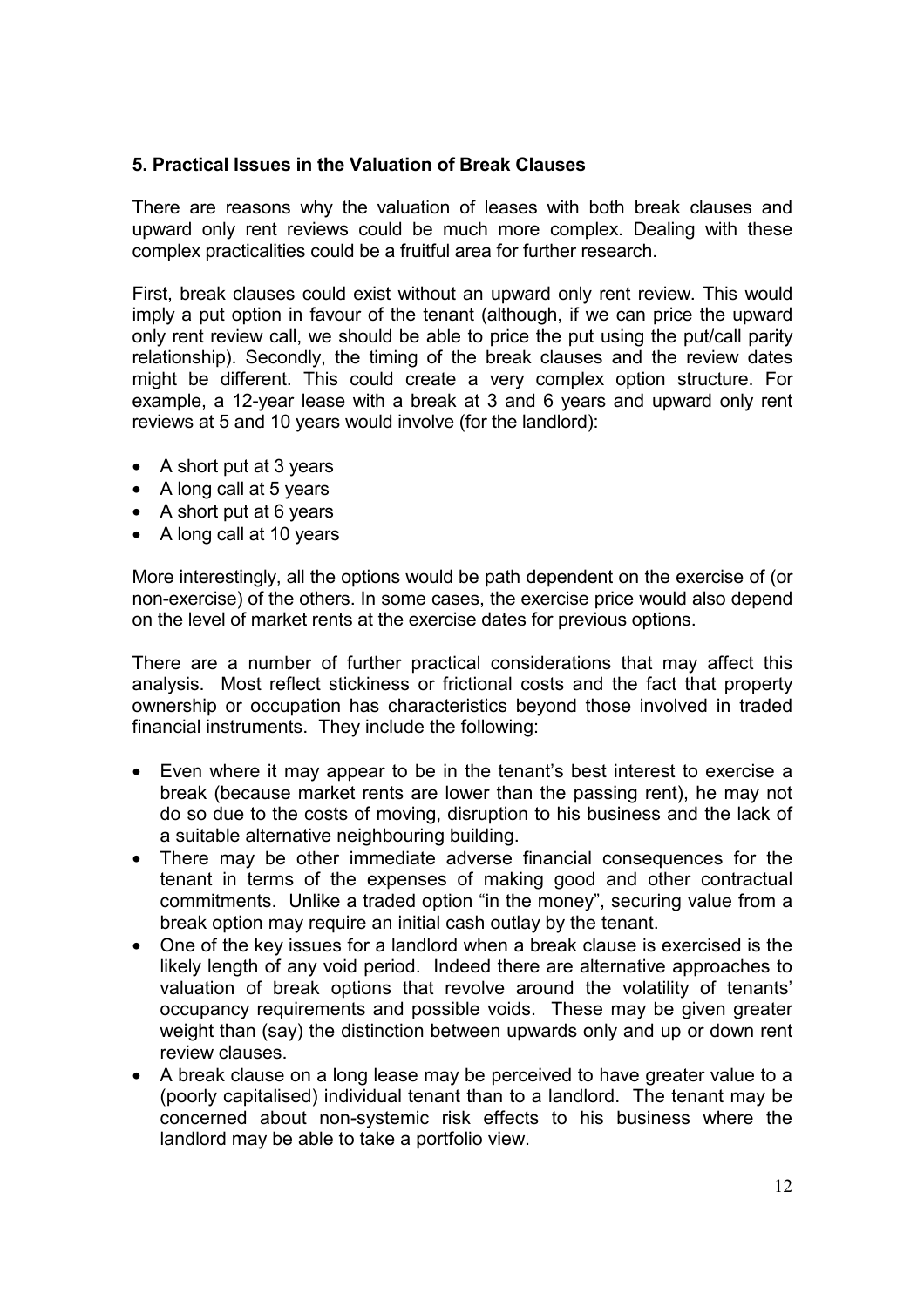## 5. Practical Issues in the Valuation of Break Clauses

There are reasons why the valuation of leases with both break clauses and upward only rent reviews could be much more complex. Dealing with these complex practicalities could be a fruitful area for further research.

First, break clauses could exist without an upward only rent review. This would imply a put option in favour of the tenant (although, if we can price the upward only rent review call, we should be able to price the put using the put/call parity relationship). Secondly, the timing of the break clauses and the review dates might be different. This could create a very complex option structure. For example, a 12-year lease with a break at 3 and 6 years and upward only rent reviews at 5 and 10 years would involve (for the landlord):

- A short put at 3 years
- A long call at 5 years
- A short put at 6 years
- A long call at 10 years

More interestingly, all the options would be path dependent on the exercise of (or non-exercise) of the others. In some cases, the exercise price would also depend on the level of market rents at the exercise dates for previous options.

There are a number of further practical considerations that may affect this analysis. Most reflect stickiness or frictional costs and the fact that property ownership or occupation has characteristics beyond those involved in traded financial instruments. They include the following:

- Even where it may appear to be in the tenant's best interest to exercise a break (because market rents are lower than the passing rent), he may not do so due to the costs of moving, disruption to his business and the lack of a suitable alternative neighbouring building.
- There may be other immediate adverse financial consequences for the tenant in terms of the expenses of making good and other contractual commitments. Unlike a traded option "in the money", securing value from a break option may require an initial cash outlay by the tenant.
- One of the key issues for a landlord when a break clause is exercised is the likely length of any void period. Indeed there are alternative approaches to valuation of break options that revolve around the volatility of tenants' occupancy requirements and possible voids. These may be given greater weight than (say) the distinction between upwards only and up or down rent review clauses.
- A break clause on a long lease may be perceived to have greater value to a (poorly capitalised) individual tenant than to a landlord. The tenant may be concerned about non-systemic risk effects to his business where the landlord may be able to take a portfolio view.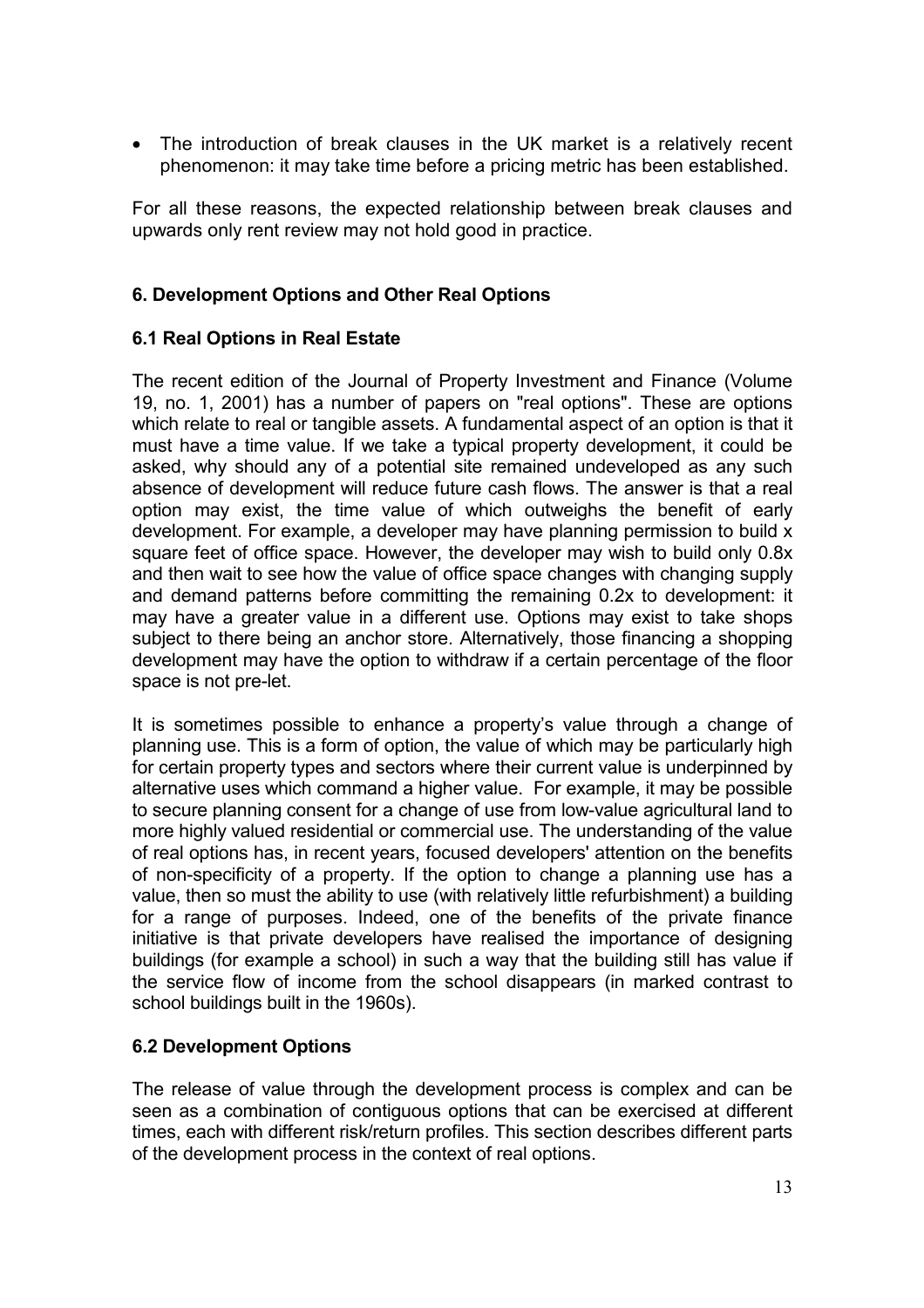- The introduction of break clauses in the UK market is a relatively recent phenomenon: it may take time before a pricing metric has been established.

For all these reasons, the expected relationship between break clauses and upwards only rent review may not hold good in practice.

## 6. Development Options and Other Real Options

### 6.1 Real Options in Real Estate

The recent edition of the Journal of Property Investment and Finance (Volume 19, no. 1, 2001) has a number of papers on "real options". These are options which relate to real or tangible assets. A fundamental aspect of an option is that it must have a time value. If we take a typical property development, it could be asked, why should any of a potential site remained undeveloped as any such absence of development will reduce future cash flows. The answer is that a real option may exist, the time value of which outweighs the benefit of early development. For example, a developer may have planning permission to build x square feet of office space. However, the developer may wish to build only 0.8x and then wait to see how the value of office space changes with changing supply and demand patterns before committing the remaining 0.2x to development: it may have a greater value in a different use. Options may exist to take shops subject to there being an anchor store. Alternatively, those financing a shopping development may have the option to withdraw if a certain percentage of the floor space is not pre-let.

It is sometimes possible to enhance a property's value through a change of planning use. This is a form of option, the value of which may be particularly high for certain property types and sectors where their current value is underpinned by alternative uses which command a higher value. For example, it may be possible to secure planning consent for a change of use from low-value agricultural land to more highly valued residential or commercial use. The understanding of the value of real options has, in recent years, focused developers' attention on the benefits of non-specificity of a property. If the option to change a planning use has a value, then so must the ability to use (with relatively little refurbishment) a building for a range of purposes. Indeed, one of the benefits of the private finance initiative is that private developers have realised the importance of designing buildings (for example a school) in such a way that the building still has value if the service flow of income from the school disappears (in marked contrast to school buildings built in the 1960s).

### 6.2 Development Options

The release of value through the development process is complex and can be seen as a combination of contiguous options that can be exercised at different times, each with different risk/return profiles. This section describes different parts of the development process in the context of real options.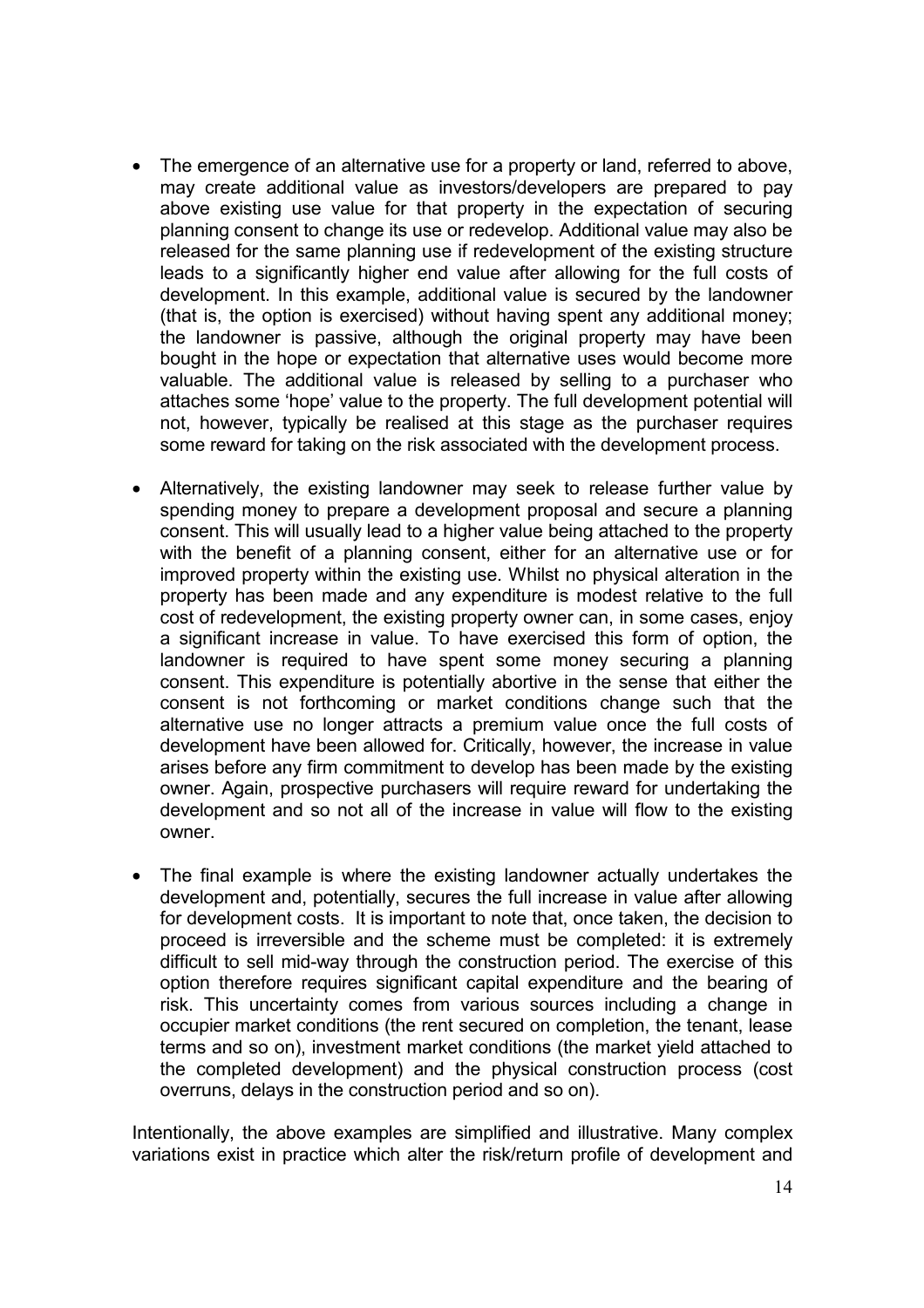- The emergence of an alternative use for a property or land, referred to above, may create additional value as investors/developers are prepared to pay above existing use value for that property in the expectation of securing planning consent to change its use or redevelop. Additional value may also be released for the same planning use if redevelopment of the existing structure leads to a significantly higher end value after allowing for the full costs of development. In this example, additional value is secured by the landowner (that is, the option is exercised) without having spent any additional money; the landowner is passive, although the original property may have been bought in the hope or expectation that alternative uses would become more valuable. The additional value is released by selling to a purchaser who attaches some 'hope' value to the property. The full development potential will not, however, typically be realised at this stage as the purchaser requires some reward for taking on the risk associated with the development process.

- Alternatively, the existing landowner may seek to release further value by spending money to prepare a development proposal and secure a planning consent. This will usually lead to a higher value being attached to the property with the benefit of a planning consent, either for an alternative use or for improved property within the existing use. Whilst no physical alteration in the property has been made and any expenditure is modest relative to the full cost of redevelopment, the existing property owner can, in some cases, enjoy a significant increase in value. To have exercised this form of option, the landowner is required to have spent some money securing a planning consent. This expenditure is potentially abortive in the sense that either the consent is not forthcoming or market conditions change such that the alternative use no longer attracts a premium value once the full costs of development have been allowed for. Critically, however, the increase in value arises before any firm commitment to develop has been made by the existing owner. Again, prospective purchasers will require reward for undertaking the development and so not all of the increase in value will flow to the existing owner.

- The final example is where the existing landowner actually undertakes the development and, potentially, secures the full increase in value after allowing for development costs. It is important to note that, once taken, the decision to proceed is irreversible and the scheme must be completed: it is extremely difficult to sell mid-way through the construction period. The exercise of this option therefore requires significant capital expenditure and the bearing of risk. This uncertainty comes from various sources including a change in occupier market conditions (the rent secured on completion, the tenant, lease terms and so on), investment market conditions (the market yield attached to the completed development) and the physical construction process (cost overruns, delays in the construction period and so on).

Intentionally, the above examples are simplified and illustrative. Many complex variations exist in practice which alter the risk/return profile of development and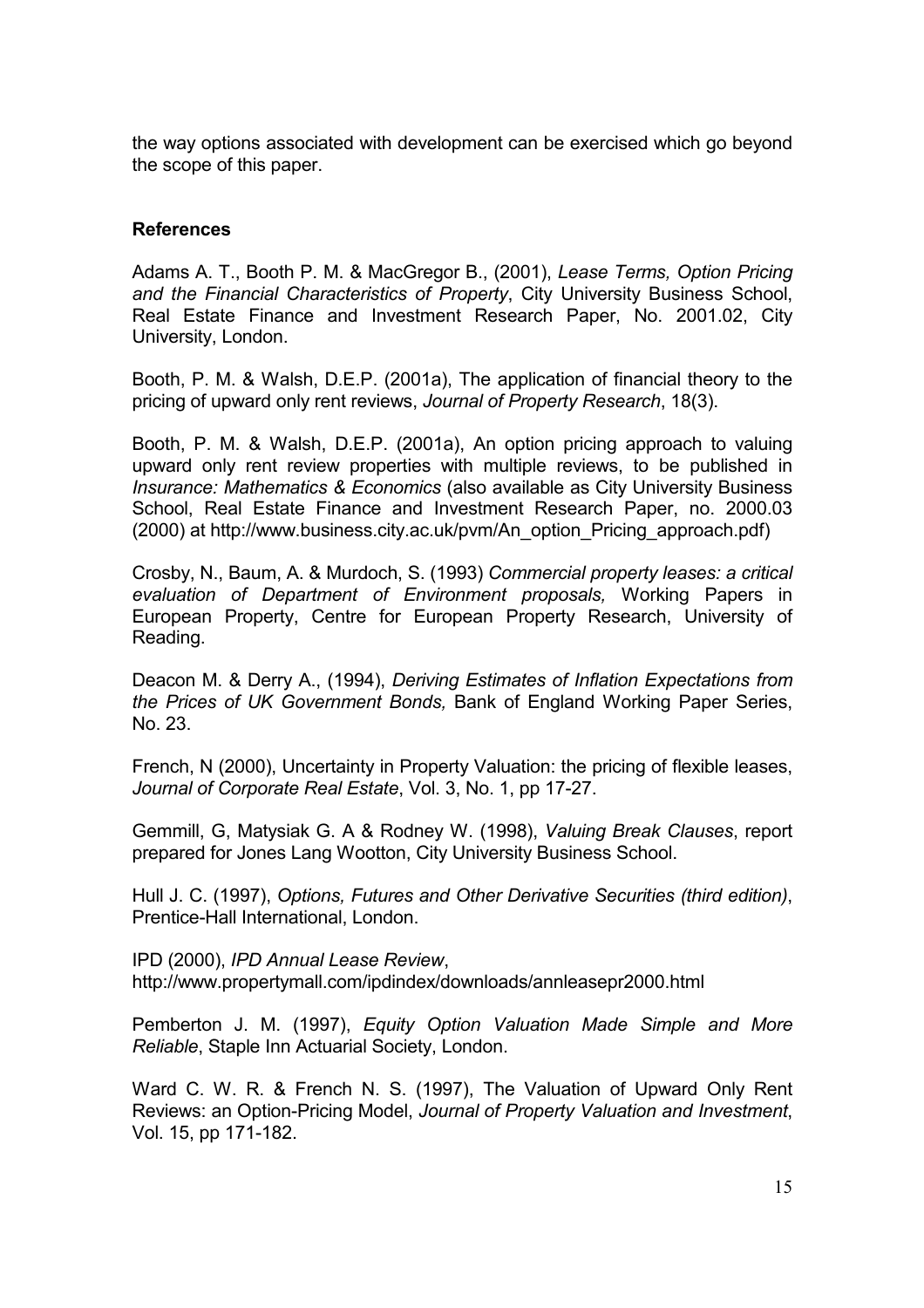the way options associated with development can be exercised which go beyond the scope of this paper.

## References

Adams A. T., Booth P. M. & MacGregor B., (2001), *Lease Terms, Option Pricing and the Financial Characteristics of Property*, City University Business School, Real Estate Finance and Investment Research Paper, No. 2001.02, City University, London.

Booth, P. M. & Walsh, D.E.P. (2001a), The application of financial theory to the pricing of upward only rent reviews, *Journal of Property Research*, 18(3).

Booth, P. M. & Walsh, D.E.P. (2001a), An option pricing approach to valuing upward only rent review properties with multiple reviews, to be published in *Insurance: Mathematics & Economics* (also available as City University Business School, Real Estate Finance and Investment Research Paper, no. 2000.03 (2000) at http://www.business.city.ac.uk/pvm/An_option_Pricing_approach.pdf)

Crosby, N., Baum, A. & Murdoch, S. (1993) *Commercial property leases: a critical evaluation of Department of Environment proposals,* Working Papers in European Property, Centre for European Property Research, University of Reading.

Deacon M. & Derry A., (1994), *Deriving Estimates of Inflation Expectations from the Prices of UK Government Bonds,* Bank of England Working Paper Series, No. 23.

French, N (2000), Uncertainty in Property Valuation: the pricing of flexible leases, *Journal of Corporate Real Estate*, Vol. 3, No. 1, pp 17-27.

Gemmill, G, Matysiak G. A & Rodney W. (1998), *Valuing Break Clauses*, report prepared for Jones Lang Wootton, City University Business School.

Hull J. C. (1997), *Options, Futures and Other Derivative Securities (third edition)*, Prentice-Hall International, London.

IPD (2000), *IPD Annual Lease Review*, http://www.propertymall.com/ipdindex/downloads/annleasepr2000.html

Pemberton J. M. (1997), *Equity Option Valuation Made Simple and More Reliable*, Staple Inn Actuarial Society, London.

Ward C. W. R. & French N. S. (1997), The Valuation of Upward Only Rent Reviews: an Option-Pricing Model, *Journal of Property Valuation and Investment*, Vol. 15, pp 171-182.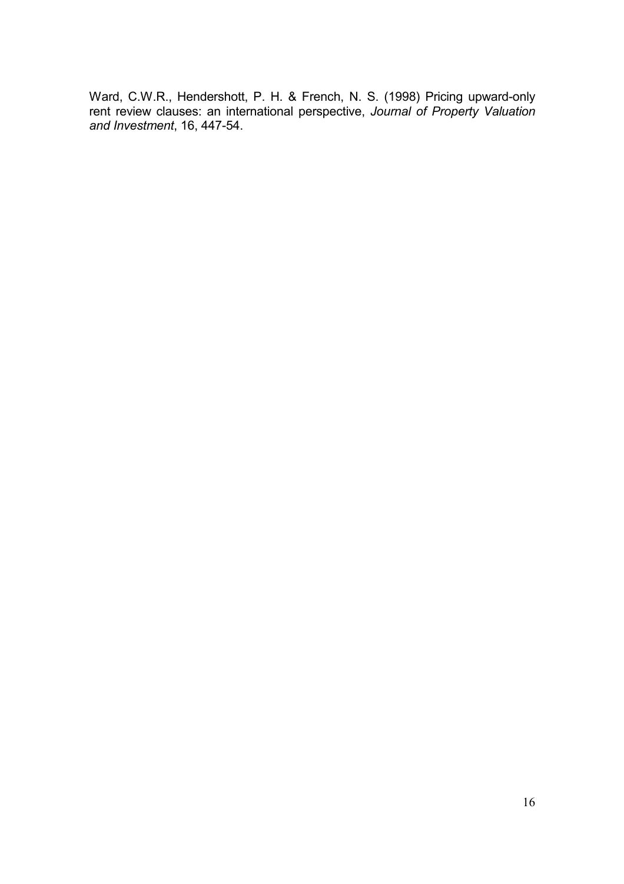Ward, C.W.R., Hendershott, P. H. & French, N. S. (1998) Pricing upward-only rent review clauses: an international perspective, *Journal of Property Valuation and Investment*, 16, 447-54.